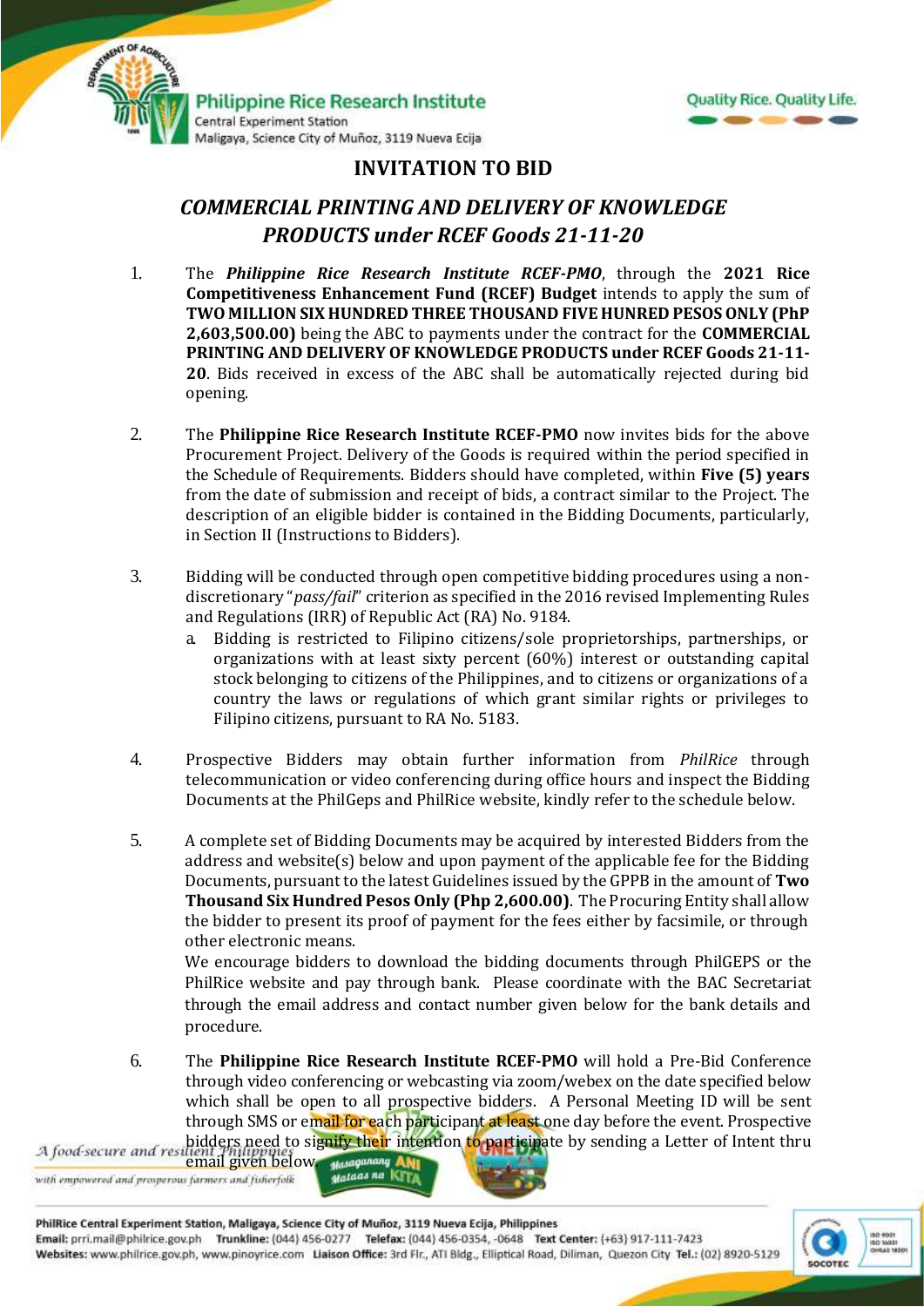# INVITATION TO BID

## *COMMERCIAL PRINTING AND DELIVERY OF KNOWLEDGE PRODUCTS under RCEF Goods 21-11-20*

1. The ***Philippine Rice Research Institute RCEF-PMO***, through the **2021 Rice Competitiveness Enhancement Fund (RCEF) Budget** intends to apply the sum of **TWO MILLION SIX HUNDRED THREE THOUSAND FIVE HUNRED PESOS ONLY (PhP 2,603,500.00)** being the ABC to payments under the contract for the **COMMERCIAL PRINTING AND DELIVERY OF KNOWLEDGE PRODUCTS under RCEF Goods 21-11-20**. Bids received in excess of the ABC shall be automatically rejected during bid opening.

2. The **Philippine Rice Research Institute RCEF-PMO** now invites bids for the above Procurement Project. Delivery of the Goods is required within the period specified in the Schedule of Requirements. Bidders should have completed, within **Five (5) years** from the date of submission and receipt of bids, a contract similar to the Project. The description of an eligible bidder is contained in the Bidding Documents, particularly, in Section II (Instructions to Bidders).

3. Bidding will be conducted through open competitive bidding procedures using a non-discretionary "*pass/fail*" criterion as specified in the 2016 revised Implementing Rules and Regulations (IRR) of Republic Act (RA) No. 9184.
   a. Bidding is restricted to Filipino citizens/sole proprietorships, partnerships, or organizations with at least sixty percent (60%) interest or outstanding capital stock belonging to citizens of the Philippines, and to citizens or organizations of a country the laws or regulations of which grant similar rights or privileges to Filipino citizens, pursuant to RA No. 5183.

4. Prospective Bidders may obtain further information from *PhilRice* through telecommunication or video conferencing during office hours and inspect the Bidding Documents at the PhilGeps and PhilRice website, kindly refer to the schedule below.

5. A complete set of Bidding Documents may be acquired by interested Bidders from the address and website(s) below and upon payment of the applicable fee for the Bidding Documents, pursuant to the latest Guidelines issued by the GPPB in the amount of **Two Thousand Six Hundred Pesos Only (Php 2,600.00)**. The Procuring Entity shall allow the bidder to present its proof of payment for the fees either by facsimile, or through other electronic means.
   We encourage bidders to download the bidding documents through PhilGEPS or the PhilRice website and pay through bank. Please coordinate with the BAC Secretariat through the email address and contact number given below for the bank details and procedure.

6. The **Philippine Rice Research Institute RCEF-PMO** will hold a Pre-Bid Conference through video conferencing or webcasting via zoom/webex on the date specified below which shall be open to all prospective bidders. A Personal Meeting ID will be sent through SMS or email for each participant at least one day before the event. Prospective bidders need to signify their intention to participate by sending a Letter of Intent thru email given below.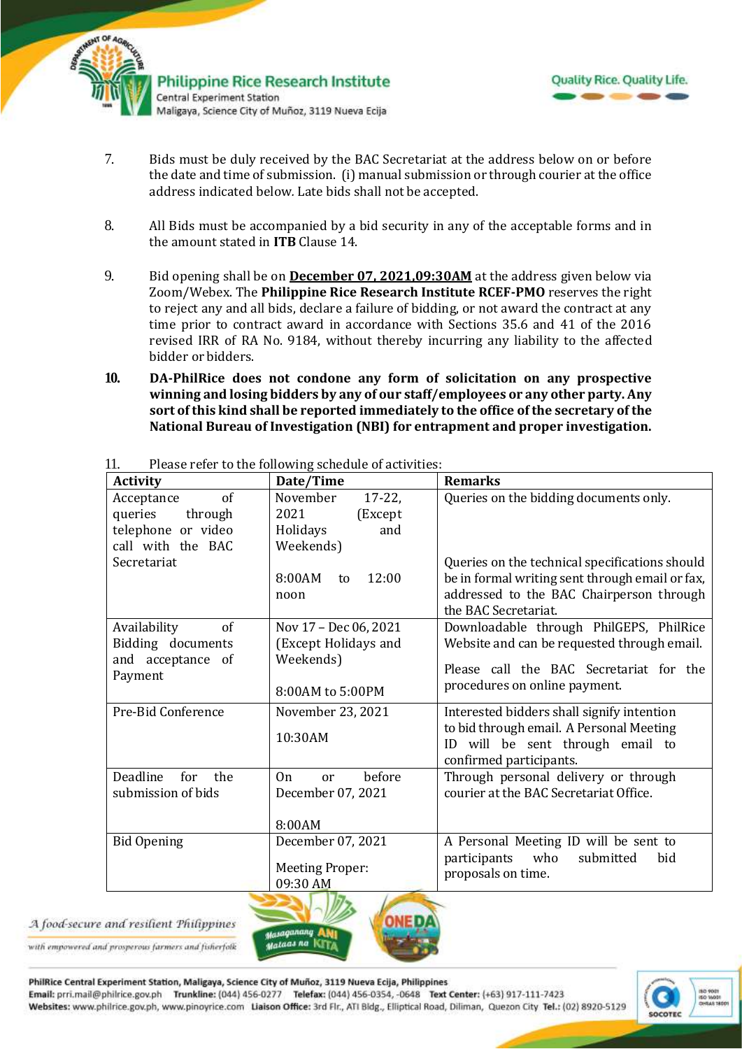7. Bids must be duly received by the BAC Secretariat at the address below on or before the date and time of submission. (i) manual submission or through courier at the office address indicated below. Late bids shall not be accepted.

8. All Bids must be accompanied by a bid security in any of the acceptable forms and in the amount stated in **ITB** Clause 14.

9. Bid opening shall be on **December 07, 2021,09:30AM** at the address given below via Zoom/Webex. The **Philippine Rice Research Institute RCEF-PMO** reserves the right to reject any and all bids, declare a failure of bidding, or not award the contract at any time prior to contract award in accordance with Sections 35.6 and 41 of the 2016 revised IRR of RA No. 9184, without thereby incurring any liability to the affected bidder or bidders.

**10. DA-PhilRice does not condone any form of solicitation on any prospective winning and losing bidders by any of our staff/employees or any other party. Any sort of this kind shall be reported immediately to the office of the secretary of the National Bureau of Investigation (NBI) for entrapment and proper investigation.**

11. Please refer to the following schedule of activities:

| Activity | Date/Time | Remarks |
|---|---|---|
| Acceptance of queries through telephone or video call with the BAC Secretariat | November 17-22, 2021 (Except Holidays and Weekends)<br><br>8:00AM to 12:00 noon | Queries on the bidding documents only.<br><br>Queries on the technical specifications should be in formal writing sent through email or fax, addressed to the BAC Chairperson through the BAC Secretariat. |
| Availability of Bidding documents and acceptance of Payment | Nov 17 – Dec 06, 2021 (Except Holidays and Weekends)<br><br>8:00AM to 5:00PM | Downloadable through PhilGEPS, PhilRice Website and can be requested through email.<br><br>Please call the BAC Secretariat for the procedures on online payment. |
| Pre-Bid Conference | November 23, 2021<br><br>10:30AM | Interested bidders shall signify intention to bid through email. A Personal Meeting ID will be sent through email to confirmed participants. |
| Deadline for the submission of bids | On or before December 07, 2021<br><br>8:00AM | Through personal delivery or through courier at the BAC Secretariat Office. |
| Bid Opening | December 07, 2021<br><br>Meeting Proper: 09:30 AM | A Personal Meeting ID will be sent to participants who submitted bid proposals on time. |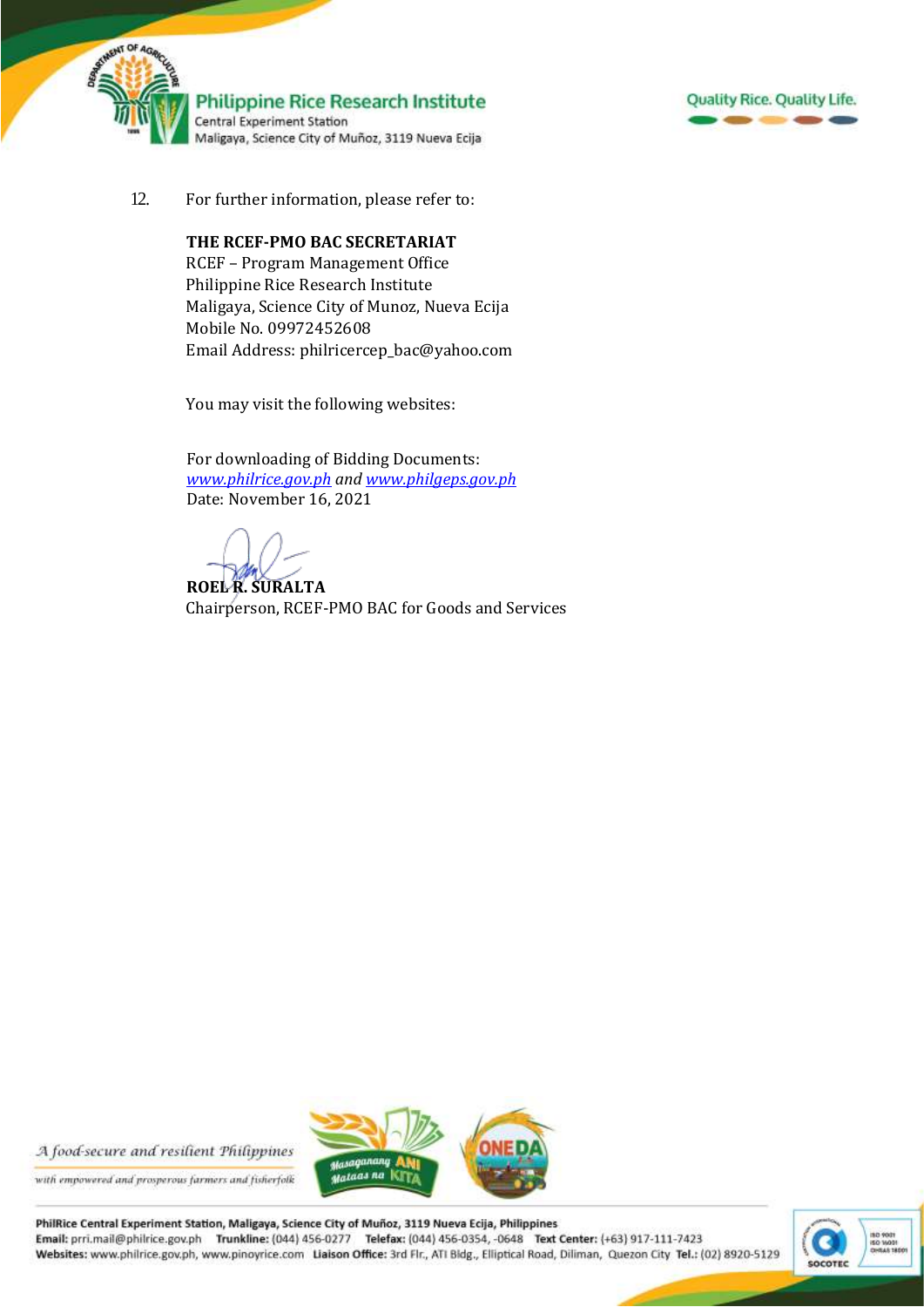12. For further information, please refer to:

    **THE RCEF-PMO BAC SECRETARIAT**
    RCEF – Program Management Office
    Philippine Rice Research Institute
    Maligaya, Science City of Munoz, Nueva Ecija
    Mobile No. 09972452608
    Email Address: philricercep_bac@yahoo.com

    You may visit the following websites:

    For downloading of Bidding Documents:
    [www.philrice.gov.ph](http://www.philrice.gov.ph) *and* [www.philgeps.gov.ph](http://www.philgeps.gov.ph)
    Date: November 16, 2021

    **ROEL R. SURALTA**
    Chairperson, RCEF-PMO BAC for Goods and Services